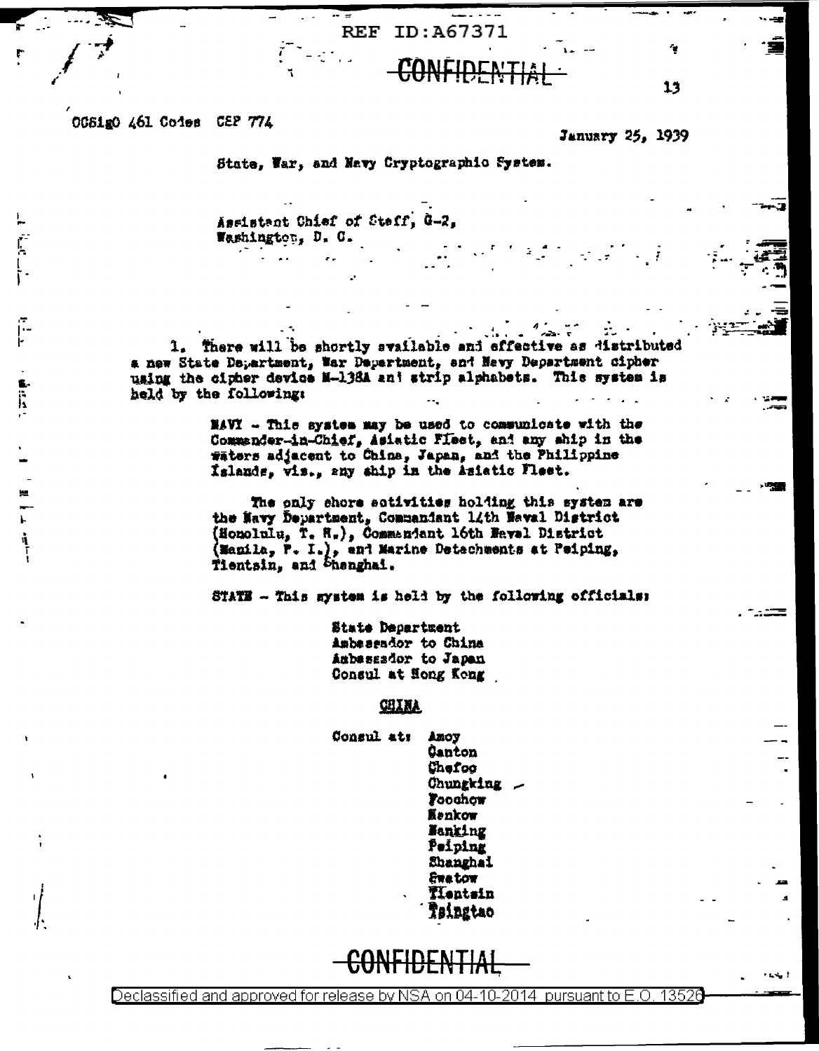REF ID:A67371

CONFIDENTIAL

OCSigO 461 Codes CSP 774

January 25, 1939

State, War, and Navy Cryptographic System.

Assistant Chief of Staff, G-2,
Washington, D. C.

1. There will be shortly available and effective as distributed a new State Department, War Department, and Navy Department cipher using the cipher device M-138A and strip alphabets. This system is held by the following:

NAVY - This system may be used to communicate with the Commander-in-Chief, Asiatic Fleet, and any ship in the waters adjacent to China, Japan, and the Philippine Islands, viz., any ship in the Asiatic Fleet.

The only shore activities holding this system are the Navy Department, Commandant 14th Naval District (Honolulu, T. H.), Commandant 16th Naval District (Manila, P. I.), and Marine Detachments at Peiping, Tientsin, and Shanghai.

STATE - This system is held by the following officials:

State Department
Ambassador to China
Ambassador to Japan
Consul at Hong Kong

CHINA

Consul at: Amoy
Canton
Chefoo
Chungking
Foochow
Hankow
Nanking
Peiping
Shanghai
Swatow
Tientsin
Tsingtao

CONFIDENTIAL

Declassified and approved for release by NSA on 04-10-2014 pursuant to E.O. 13526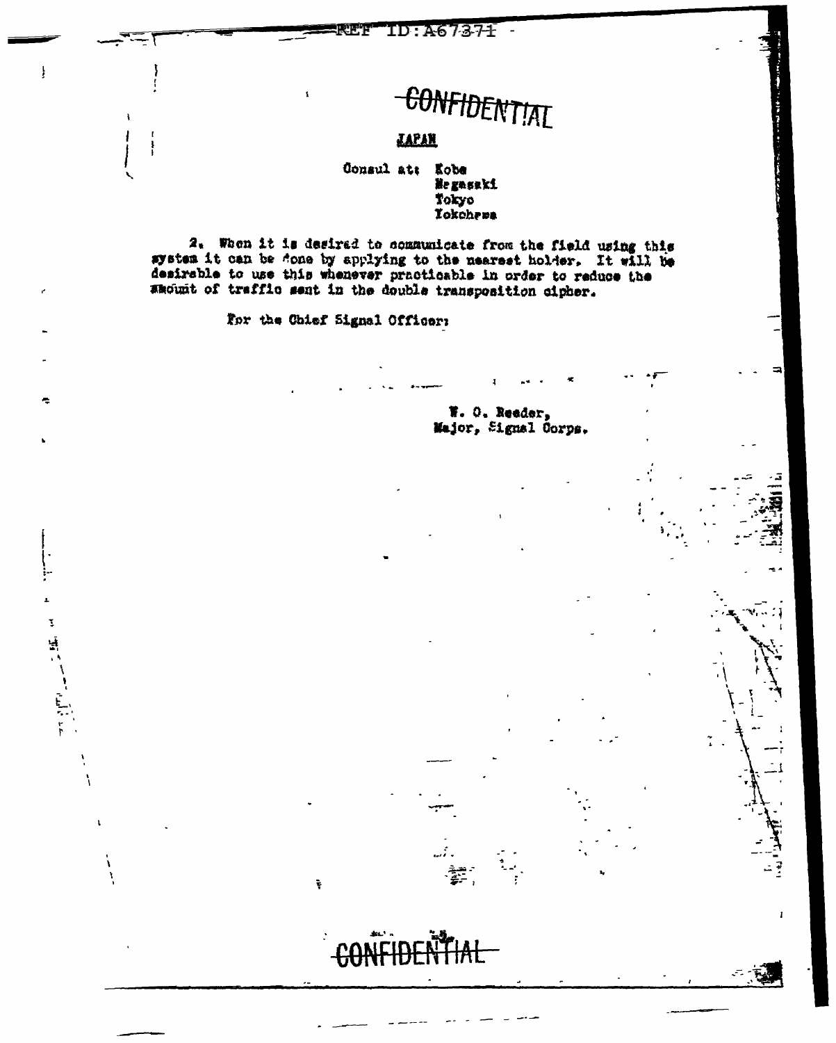~~CONFIDENTIAL~~

**JAPAN**

Consul at: Kobe
Nagasaki
Tokyo
Yokohama

2. When it is desired to communicate from the field using this system it can be done by applying to the nearest holder. It will be desirable to use this whenever practicable in order to reduce the amount of traffic sent in the double transposition cipher.

For the Chief Signal Officer:

W. O. Reeder,
Major, Signal Corps.

~~CONFIDENTIAL~~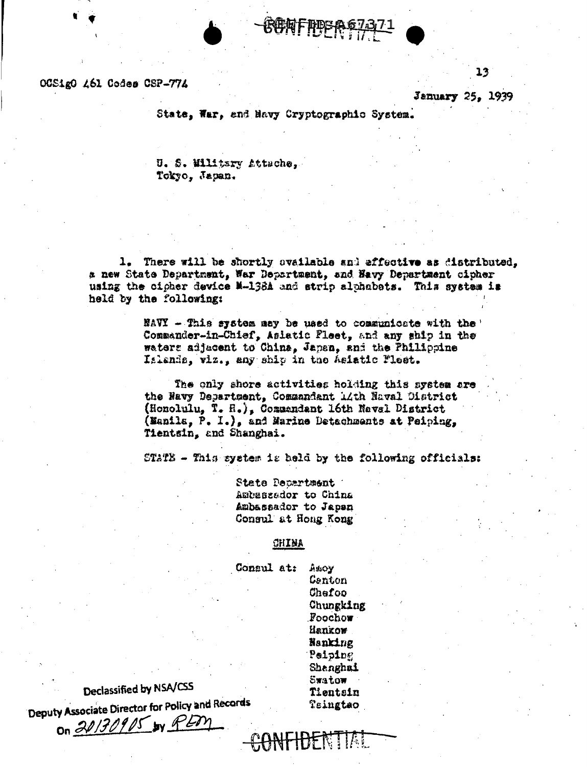CONFIDENTIAL

OCSigO 461 Codes CSP-774

January 25, 1939

State, War, and Navy Cryptographic System.

U. S. Military Attache,
Tokyo, Japan.

1. There will be shortly available and effective as distributed, a new State Department, War Department, and Navy Department cipher using the cipher device M-138A and strip alphabets. This system is held by the following:

NAVY - This system may be used to communicate with the Commander-in-Chief, Asiatic Fleet, and any ship in the waters adjacent to China, Japan, and the Philippine Islands, viz., any ship in the Asiatic Fleet.

The only shore activities holding this system are the Navy Department, Commandant 14th Naval District (Honolulu, T. H.), Commandant 16th Naval District (Manila, P. I.), and Marine Detachments at Peiping, Tientsin, and Shanghai.

STATE - This system is held by the following officials:

State Department
Ambassador to China
Ambassador to Japan
Consul at Hong Kong

CHINA

Consul at:
- Amoy
- Canton
- Chefoo
- Chungking
- Foochow
- Hankow
- Nanking
- Peiping
- Shanghai
- Swatow
- Tientsin
- Tsingtao

Declassified by NSA/CSS
Deputy Associate Director for Policy and Records
On 20130905 by RLM

CONFIDENTIAL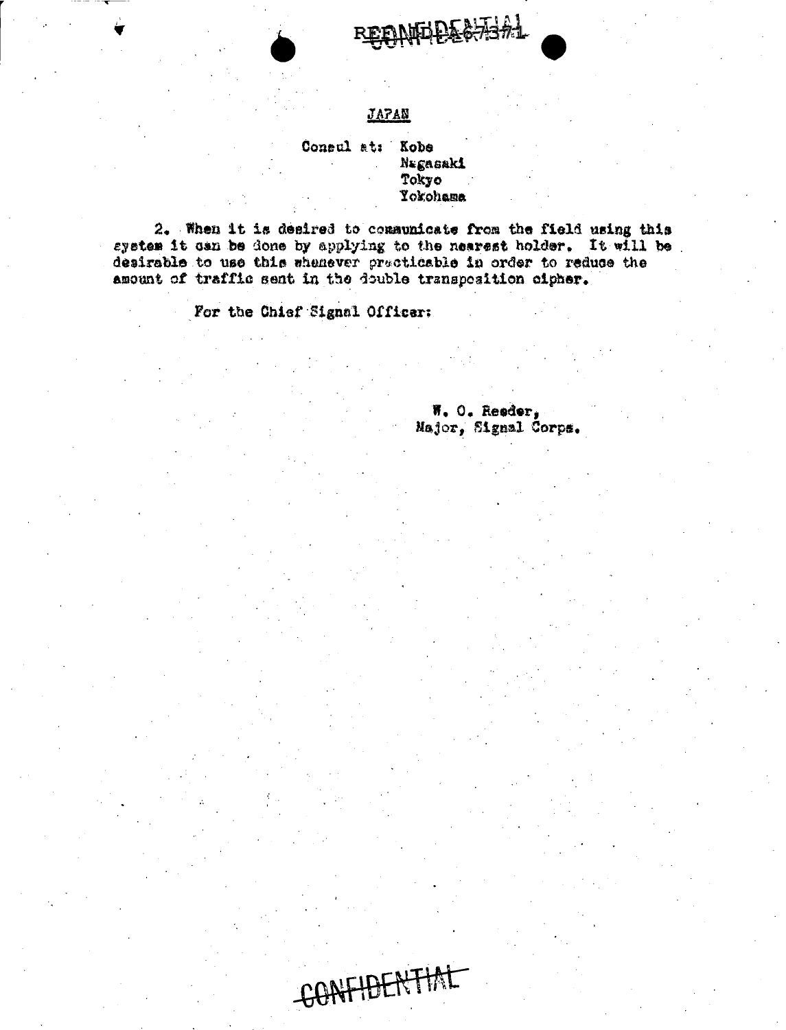REF ID:A67371

CONFIDENTIAL

JAPAN

Consul at: Kobe
Nagasaki
Tokyo
Yokohama

2. When it is desired to communicate from the field using this system it can be done by applying to the nearest holder. It will be desirable to use this whenever practicable in order to reduce the amount of traffic sent in the double transposition cipher.

For the Chief Signal Officer:

W. O. Reeder,
Major, Signal Corps.

CONFIDENTIAL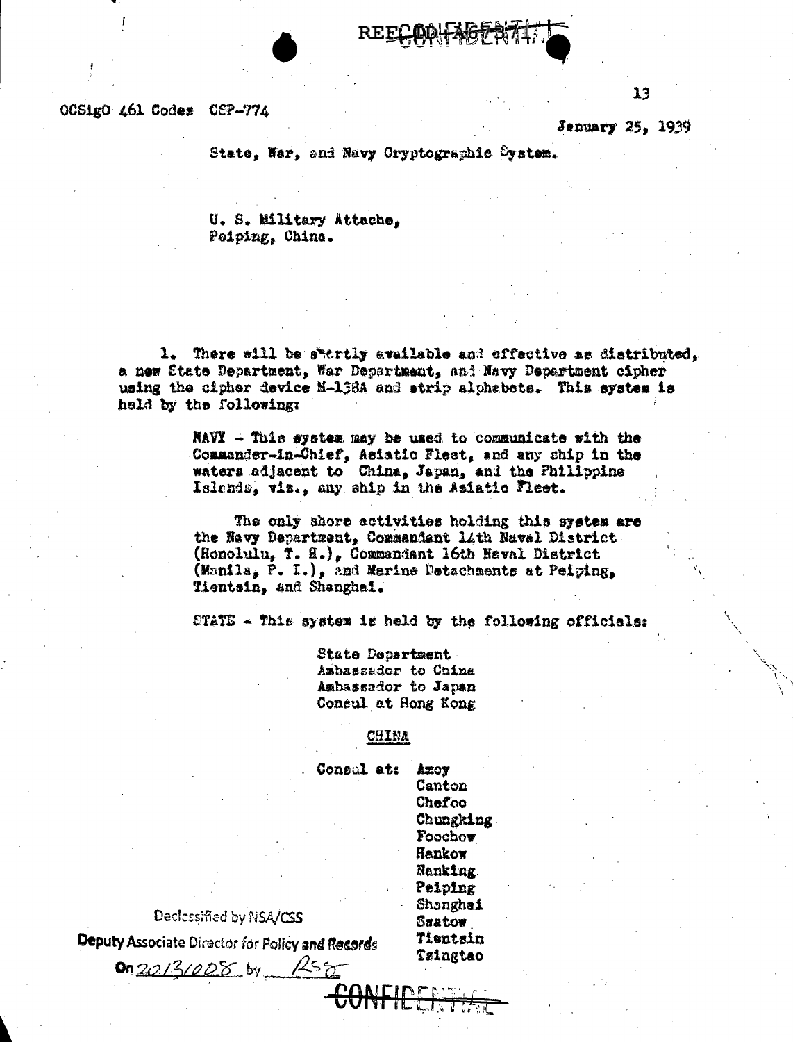REECONFIDENTIAL

OCSigO 461 Codes CSP-774

January 25, 1939

State, War, and Navy Cryptographic System.

U. S. Military Attache,
Peiping, China.

1. There will be shortly available and effective as distributed, a new State Department, War Department, and Navy Department cipher using the cipher device M-138A and strip alphabets. This system is held by the following:

> NAVY - This system may be used to communicate with the Commander-in-Chief, Asiatic Fleet, and any ship in the waters adjacent to China, Japan, and the Philippine Islands, viz., any ship in the Asiatic Fleet.
>
> The only shore activities holding this system are the Navy Department, Commandant 14th Naval District (Honolulu, T. H.), Commandant 16th Naval District (Manila, P. I.), and Marine Detachments at Peiping, Tientsin, and Shanghai.
>
> STATE - This system is held by the following officials:
>
> State Department
> Ambassador to China
> Ambassador to Japan
> Consul at Hong Kong
>
> CHINA
>
> Consul at: Amoy
> Canton
> Chefoo
> Chungking
> Foochow
> Hankow
> Nanking
> Peiping
> Shanghai
> Swatow
> Tientsin
> Tsingtao

Declassified by NSA/CSS
Deputy Associate Director for Policy and Records
On 20130008 by RSS

CONFIDENTIAL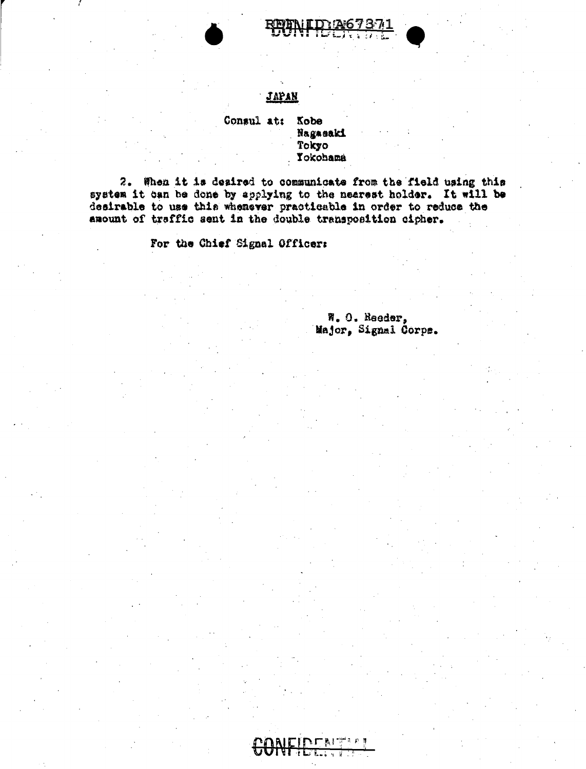JAPAN

Consul at: Kobe
Nagasaki
Tokyo
Yokohama

2. When it is desired to communicate from the field using this system it can be done by applying to the nearest holder. It will be desirable to use this whenever practicable in order to reduce the amount of traffic sent in the double transposition cipher.

For the Chief Signal Officer:

W. O. Reeder,
Major, Signal Corps.

CONFIDENTIAL